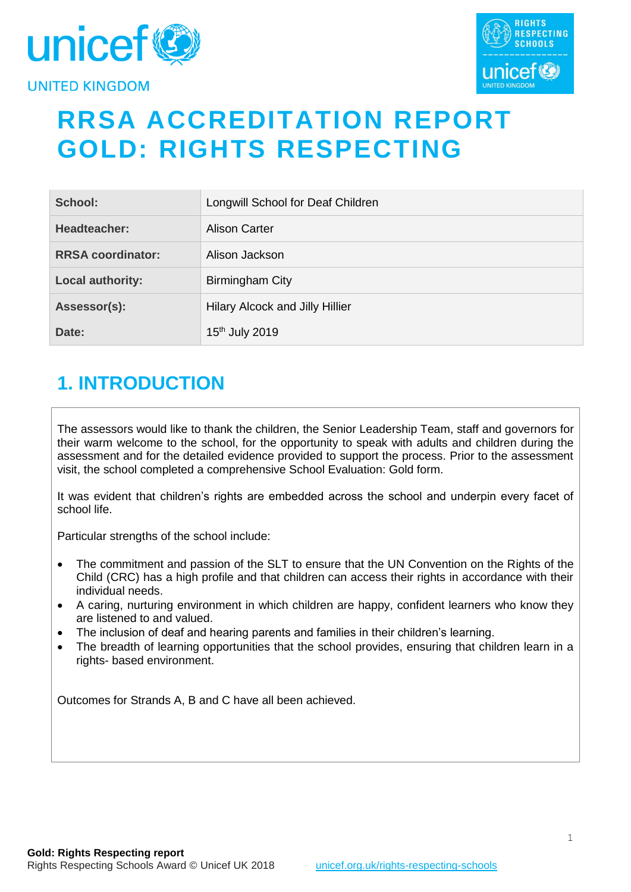# RRSA ACCREDITATION REPORT
# GOLD: RIGHTS RESPECTING

| | |
|---|---|
| **School:** | Longwill School for Deaf Children |
| **Headteacher:** | Alison Carter |
| **RRSA coordinator:** | Alison Jackson |
| **Local authority:** | Birmingham City |
| **Assessor(s):** | Hilary Alcock and Jilly Hillier |
| **Date:** | 15th July 2019 |

## 1. INTRODUCTION

The assessors would like to thank the children, the Senior Leadership Team, staff and governors for their warm welcome to the school, for the opportunity to speak with adults and children during the assessment and for the detailed evidence provided to support the process. Prior to the assessment visit, the school completed a comprehensive School Evaluation: Gold form.

It was evident that children's rights are embedded across the school and underpin every facet of school life.

Particular strengths of the school include:

- The commitment and passion of the SLT to ensure that the UN Convention on the Rights of the Child (CRC) has a high profile and that children can access their rights in accordance with their individual needs.
- A caring, nurturing environment in which children are happy, confident learners who know they are listened to and valued.
- The inclusion of deaf and hearing parents and families in their children's learning.
- The breadth of learning opportunities that the school provides, ensuring that children learn in a rights- based environment.

Outcomes for Strands A, B and C have all been achieved.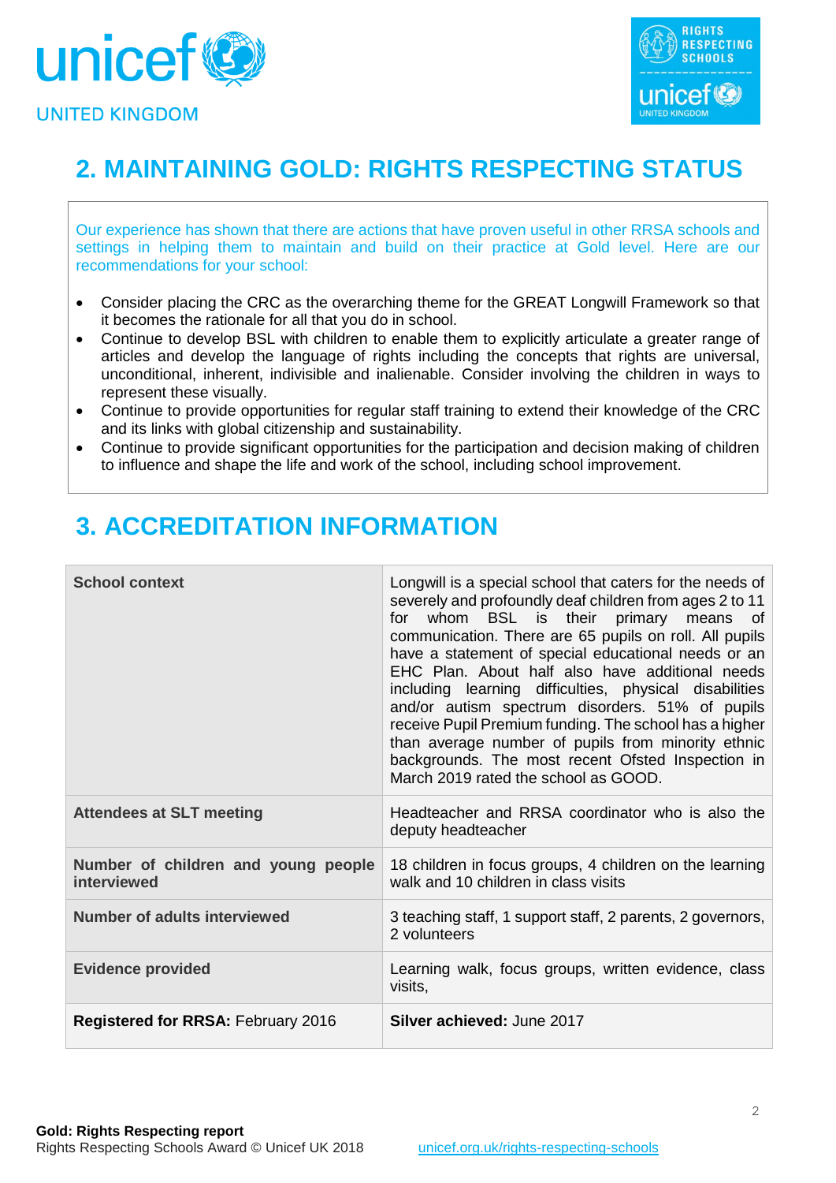## 2. MAINTAINING GOLD: RIGHTS RESPECTING STATUS

Our experience has shown that there are actions that have proven useful in other RRSA schools and settings in helping them to maintain and build on their practice at Gold level. Here are our recommendations for your school:

- Consider placing the CRC as the overarching theme for the GREAT Longwill Framework so that it becomes the rationale for all that you do in school.
- Continue to develop BSL with children to enable them to explicitly articulate a greater range of articles and develop the language of rights including the concepts that rights are universal, unconditional, inherent, indivisible and inalienable. Consider involving the children in ways to represent these visually.
- Continue to provide opportunities for regular staff training to extend their knowledge of the CRC and its links with global citizenship and sustainability.
- Continue to provide significant opportunities for the participation and decision making of children to influence and shape the life and work of the school, including school improvement.

## 3. ACCREDITATION INFORMATION

| | |
|---|---|
| **School context** | Longwill is a special school that caters for the needs of severely and profoundly deaf children from ages 2 to 11 for whom BSL is their primary means of communication. There are 65 pupils on roll. All pupils have a statement of special educational needs or an EHC Plan. About half also have additional needs including learning difficulties, physical disabilities and/or autism spectrum disorders. 51% of pupils receive Pupil Premium funding. The school has a higher than average number of pupils from minority ethnic backgrounds. The most recent Ofsted Inspection in March 2019 rated the school as GOOD. |
| **Attendees at SLT meeting** | Headteacher and RRSA coordinator who is also the deputy headteacher |
| **Number of children and young people interviewed** | 18 children in focus groups, 4 children on the learning walk and 10 children in class visits |
| **Number of adults interviewed** | 3 teaching staff, 1 support staff, 2 parents, 2 governors, 2 volunteers |
| **Evidence provided** | Learning walk, focus groups, written evidence, class visits, |
| **Registered for RRSA:** February 2016 | **Silver achieved:** June 2017 |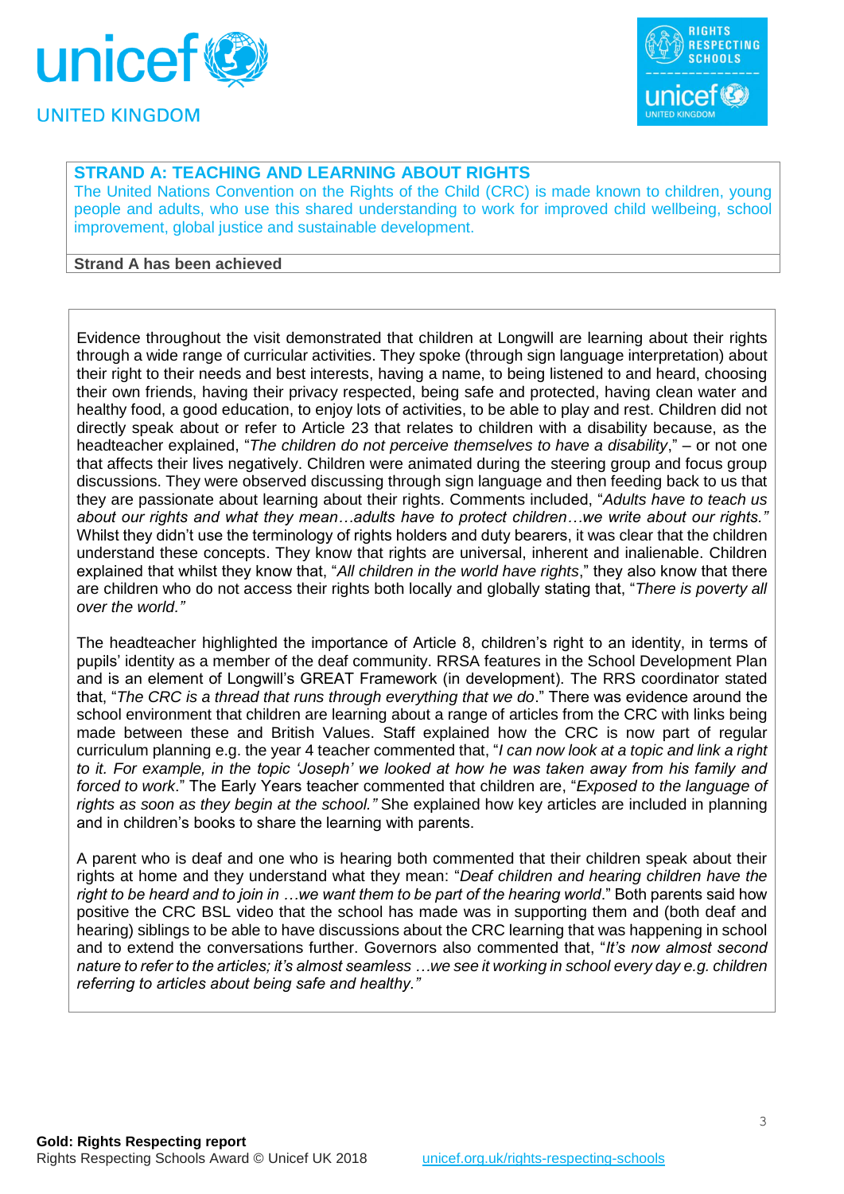## STRAND A: TEACHING AND LEARNING ABOUT RIGHTS

The United Nations Convention on the Rights of the Child (CRC) is made known to children, young people and adults, who use this shared understanding to work for improved child wellbeing, school improvement, global justice and sustainable development.

**Strand A has been achieved**

Evidence throughout the visit demonstrated that children at Longwill are learning about their rights through a wide range of curricular activities. They spoke (through sign language interpretation) about their right to their needs and best interests, having a name, to being listened to and heard, choosing their own friends, having their privacy respected, being safe and protected, having clean water and healthy food, a good education, to enjoy lots of activities, to be able to play and rest. Children did not directly speak about or refer to Article 23 that relates to children with a disability because, as the headteacher explained, "*The children do not perceive themselves to have a disability*," – or not one that affects their lives negatively. Children were animated during the steering group and focus group discussions. They were observed discussing through sign language and then feeding back to us that they are passionate about learning about their rights. Comments included, "*Adults have to teach us about our rights and what they mean…adults have to protect children…we write about our rights.*" Whilst they didn't use the terminology of rights holders and duty bearers, it was clear that the children understand these concepts. They know that rights are universal, inherent and inalienable. Children explained that whilst they know that, "*All children in the world have rights*," they also know that there are children who do not access their rights both locally and globally stating that, "*There is poverty all over the world.*"

The headteacher highlighted the importance of Article 8, children's right to an identity, in terms of pupils' identity as a member of the deaf community. RRSA features in the School Development Plan and is an element of Longwill's GREAT Framework (in development). The RRS coordinator stated that, "*The CRC is a thread that runs through everything that we do*." There was evidence around the school environment that children are learning about a range of articles from the CRC with links being made between these and British Values. Staff explained how the CRC is now part of regular curriculum planning e.g. the year 4 teacher commented that, "*I can now look at a topic and link a right to it. For example, in the topic 'Joseph' we looked at how he was taken away from his family and forced to work*." The Early Years teacher commented that children are, "*Exposed to the language of rights as soon as they begin at the school.*" She explained how key articles are included in planning and in children's books to share the learning with parents.

A parent who is deaf and one who is hearing both commented that their children speak about their rights at home and they understand what they mean: "*Deaf children and hearing children have the right to be heard and to join in …we want them to be part of the hearing world*." Both parents said how positive the CRC BSL video that the school has made was in supporting them and (both deaf and hearing) siblings to be able to have discussions about the CRC learning that was happening in school and to extend the conversations further. Governors also commented that, "*It's now almost second nature to refer to the articles; it's almost seamless …we see it working in school every day e.g. children referring to articles about being safe and healthy.*"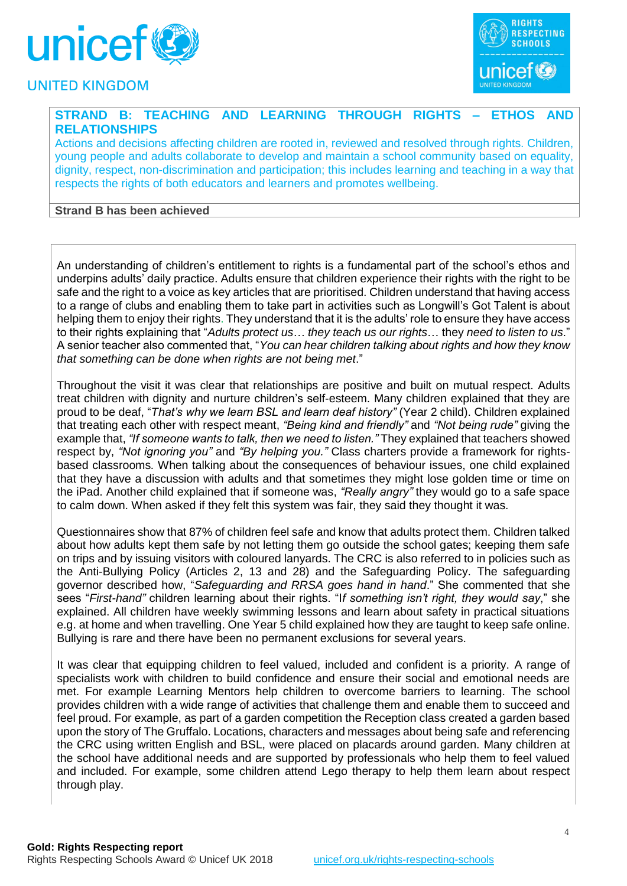## STRAND B: TEACHING AND LEARNING THROUGH RIGHTS – ETHOS AND RELATIONSHIPS

Actions and decisions affecting children are rooted in, reviewed and resolved through rights. Children, young people and adults collaborate to develop and maintain a school community based on equality, dignity, respect, non-discrimination and participation; this includes learning and teaching in a way that respects the rights of both educators and learners and promotes wellbeing.

**Strand B has been achieved**

An understanding of children's entitlement to rights is a fundamental part of the school's ethos and underpins adults' daily practice. Adults ensure that children experience their rights with the right to be safe and the right to a voice as key articles that are prioritised. Children understand that having access to a range of clubs and enabling them to take part in activities such as Longwill's Got Talent is about helping them to enjoy their rights. They understand that it is the adults' role to ensure they have access to their rights explaining that "*Adults protect us… they teach us our rights*… they *need to listen to us*." A senior teacher also commented that, "*You can hear children talking about rights and how they know that something can be done when rights are not being met*."

Throughout the visit it was clear that relationships are positive and built on mutual respect. Adults treat children with dignity and nurture children's self-esteem. Many children explained that they are proud to be deaf, "*That's why we learn BSL and learn deaf history"* (Year 2 child). Children explained that treating each other with respect meant, *"Being kind and friendly"* and *"Not being rude"* giving the example that, *"If someone wants to talk, then we need to listen."* They explained that teachers showed respect by, *"Not ignoring you"* and *"By helping you."* Class charters provide a framework for rights-based classrooms. When talking about the consequences of behaviour issues, one child explained that they have a discussion with adults and that sometimes they might lose golden time or time on the iPad. Another child explained that if someone was, *"Really angry"* they would go to a safe space to calm down. When asked if they felt this system was fair, they said they thought it was.

Questionnaires show that 87% of children feel safe and know that adults protect them. Children talked about how adults kept them safe by not letting them go outside the school gates; keeping them safe on trips and by issuing visitors with coloured lanyards. The CRC is also referred to in policies such as the Anti-Bullying Policy (Articles 2, 13 and 28) and the Safeguarding Policy. The safeguarding governor described how, "*Safeguarding and RRSA goes hand in hand*." She commented that she sees "*First-hand"* children learning about their rights. "I*f something isn't right, they would say*," she explained. All children have weekly swimming lessons and learn about safety in practical situations e.g. at home and when travelling. One Year 5 child explained how they are taught to keep safe online. Bullying is rare and there have been no permanent exclusions for several years.

It was clear that equipping children to feel valued, included and confident is a priority. A range of specialists work with children to build confidence and ensure their social and emotional needs are met. For example Learning Mentors help children to overcome barriers to learning. The school provides children with a wide range of activities that challenge them and enable them to succeed and feel proud. For example, as part of a garden competition the Reception class created a garden based upon the story of The Gruffalo. Locations, characters and messages about being safe and referencing the CRC using written English and BSL, were placed on placards around garden. Many children at the school have additional needs and are supported by professionals who help them to feel valued and included. For example, some children attend Lego therapy to help them learn about respect through play.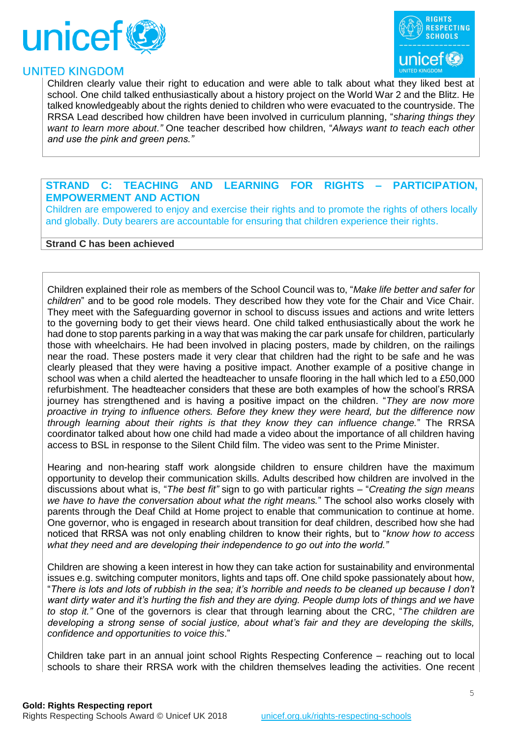Children clearly value their right to education and were able to talk about what they liked best at school. One child talked enthusiastically about a history project on the World War 2 and the Blitz. He talked knowledgeably about the rights denied to children who were evacuated to the countryside. The RRSA Lead described how children have been involved in curriculum planning, "*sharing things they want to learn more about.*" One teacher described how children, "*Always want to teach each other and use the pink and green pens.*"

## STRAND C: TEACHING AND LEARNING FOR RIGHTS – PARTICIPATION, EMPOWERMENT AND ACTION

Children are empowered to enjoy and exercise their rights and to promote the rights of others locally and globally. Duty bearers are accountable for ensuring that children experience their rights.

**Strand C has been achieved**

Children explained their role as members of the School Council was to, "*Make life better and safer for children*" and to be good role models. They described how they vote for the Chair and Vice Chair. They meet with the Safeguarding governor in school to discuss issues and actions and write letters to the governing body to get their views heard. One child talked enthusiastically about the work he had done to stop parents parking in a way that was making the car park unsafe for children, particularly those with wheelchairs. He had been involved in placing posters, made by children, on the railings near the road. These posters made it very clear that children had the right to be safe and he was clearly pleased that they were having a positive impact. Another example of a positive change in school was when a child alerted the headteacher to unsafe flooring in the hall which led to a £50,000 refurbishment. The headteacher considers that these are both examples of how the school's RRSA journey has strengthened and is having a positive impact on the children. "*They are now more proactive in trying to influence others. Before they knew they were heard, but the difference now through learning about their rights is that they know they can influence change.*" The RRSA coordinator talked about how one child had made a video about the importance of all children having access to BSL in response to the Silent Child film. The video was sent to the Prime Minister.

Hearing and non-hearing staff work alongside children to ensure children have the maximum opportunity to develop their communication skills. Adults described how children are involved in the discussions about what is, "*The best fit"* sign to go with particular rights – "*Creating the sign means we have to have the conversation about what the right means.*" The school also works closely with parents through the Deaf Child at Home project to enable that communication to continue at home. One governor, who is engaged in research about transition for deaf children, described how she had noticed that RRSA was not only enabling children to know their rights, but to "*know how to access what they need and are developing their independence to go out into the world."*

Children are showing a keen interest in how they can take action for sustainability and environmental issues e.g. switching computer monitors, lights and taps off. One child spoke passionately about how, "*There is lots and lots of rubbish in the sea; it's horrible and needs to be cleaned up because I don't want dirty water and it's hurting the fish and they are dying. People dump lots of things and we have to stop it."* One of the governors is clear that through learning about the CRC, "*The children are developing a strong sense of social justice, about what's fair and they are developing the skills, confidence and opportunities to voice this*."

Children take part in an annual joint school Rights Respecting Conference – reaching out to local schools to share their RRSA work with the children themselves leading the activities. One recent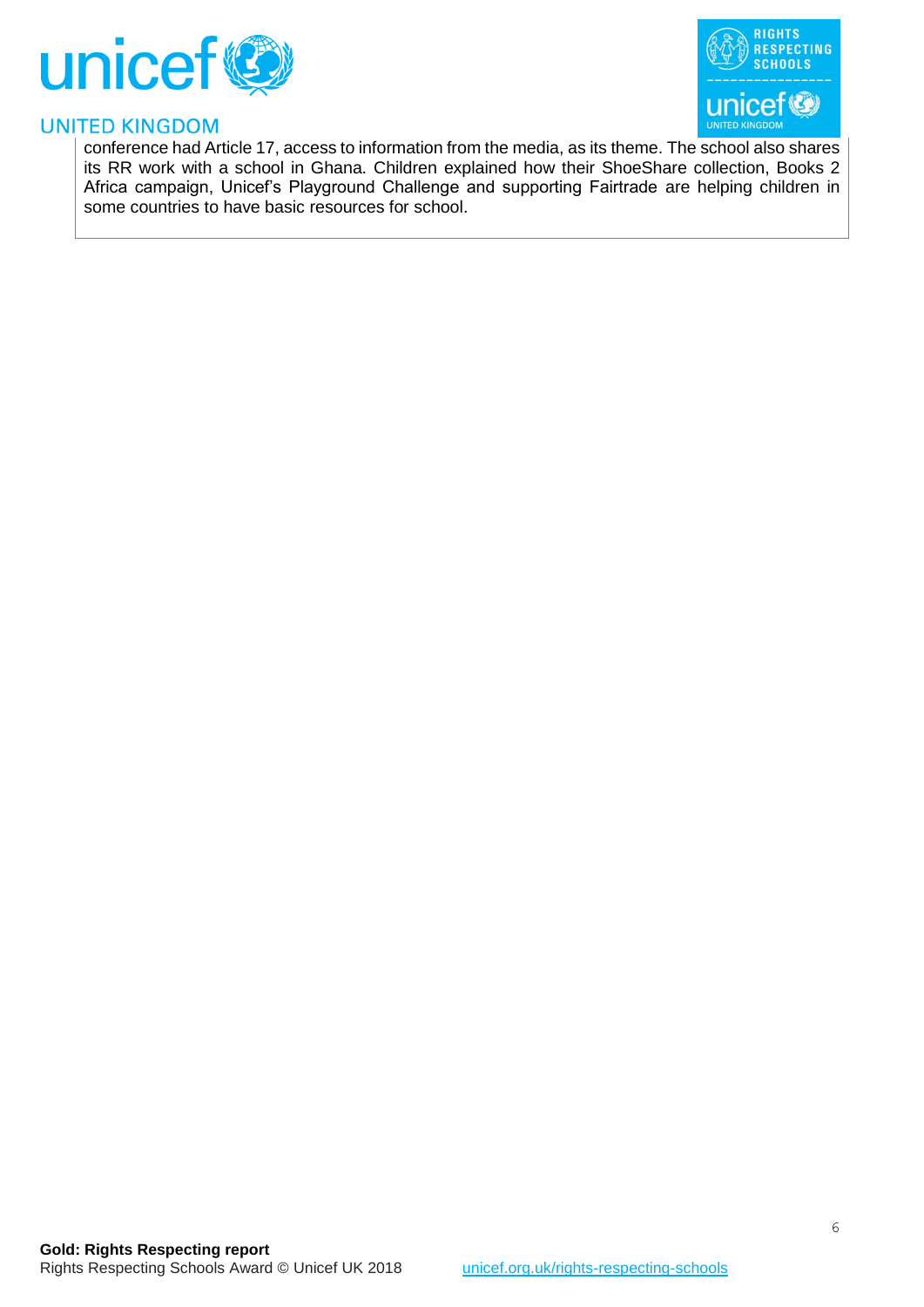conference had Article 17, access to information from the media, as its theme. The school also shares its RR work with a school in Ghana. Children explained how their ShoeShare collection, Books 2 Africa campaign, Unicef's Playground Challenge and supporting Fairtrade are helping children in some countries to have basic resources for school.